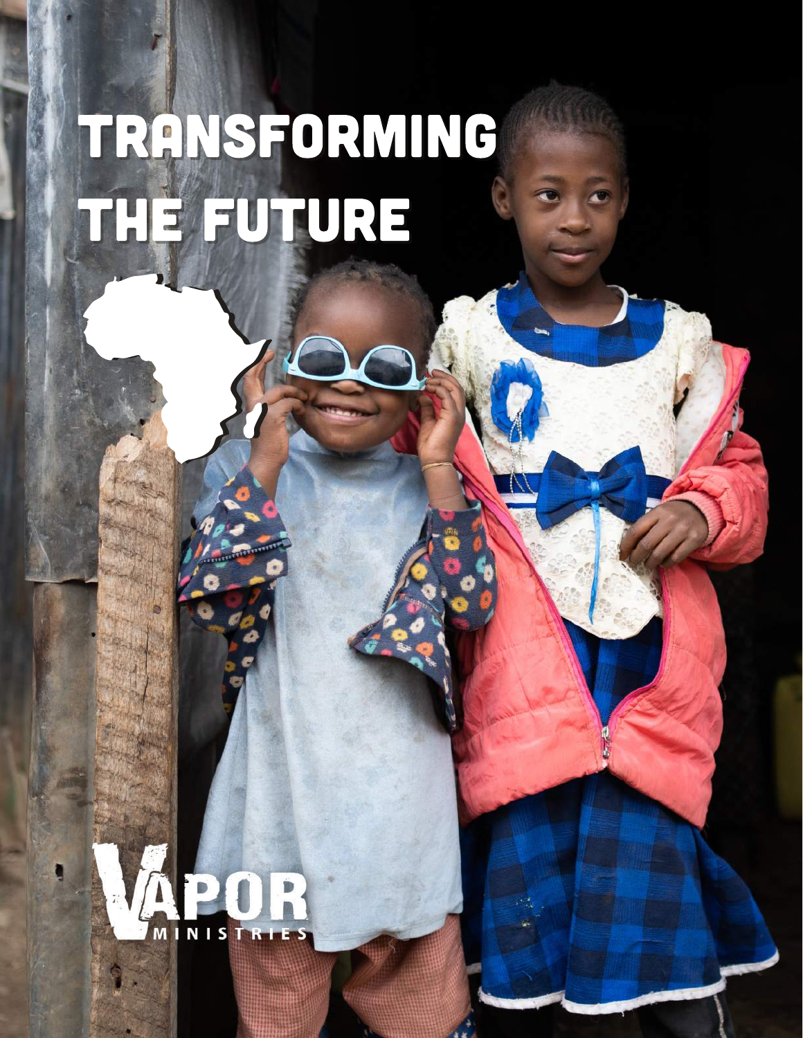# TRANSFORMING THE FUTURE

VAPOR MINISTRIES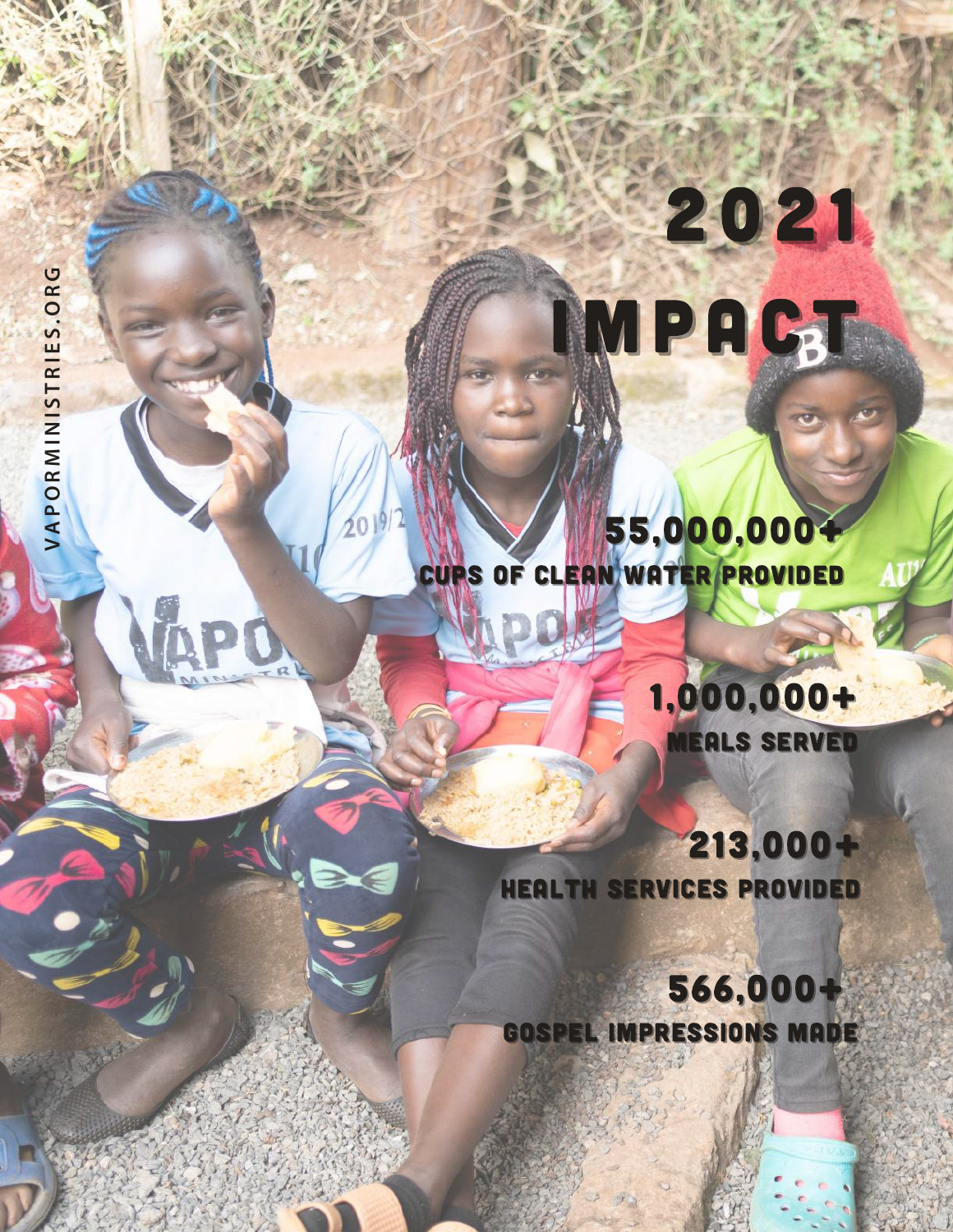VAPORMINISTRIES.ORG

# 2021 IMPACT

**55,000,000+**
CUPS OF CLEAN WATER PROVIDED

**1,000,000+**
MEALS SERVED

**213,000+**
HEALTH SERVICES PROVIDED

**566,000+**
GOSPEL IMPRESSIONS MADE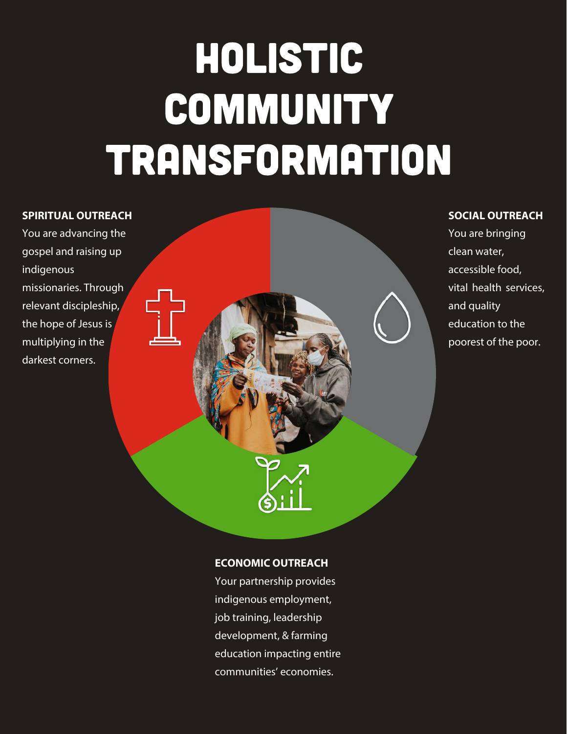# HOLISTIC COMMUNITY TRANSFORMATION

**SPIRITUAL OUTREACH**

You are advancing the gospel and raising up indigenous missionaries. Through relevant discipleship, the hope of Jesus is multiplying in the darkest corners.

**SOCIAL OUTREACH**

You are bringing clean water, accessible food, vital health services, and quality education to the poorest of the poor.

**ECONOMIC OUTREACH**

Your partnership provides indigenous employment, job training, leadership development, & farming education impacting entire communities' economies.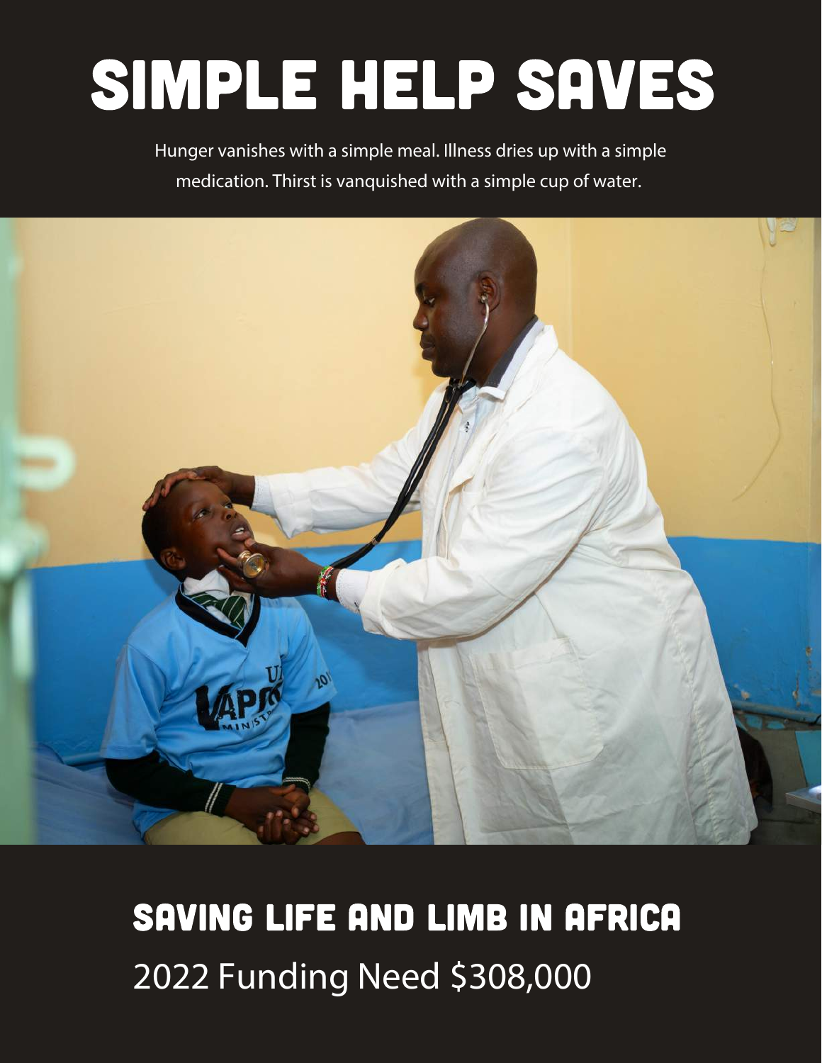# SIMPLE HELP SAVES

Hunger vanishes with a simple meal. Illness dries up with a simple medication. Thirst is vanquished with a simple cup of water.

## SAVING LIFE AND LIMB IN AFRICA

2022 Funding Need $308,000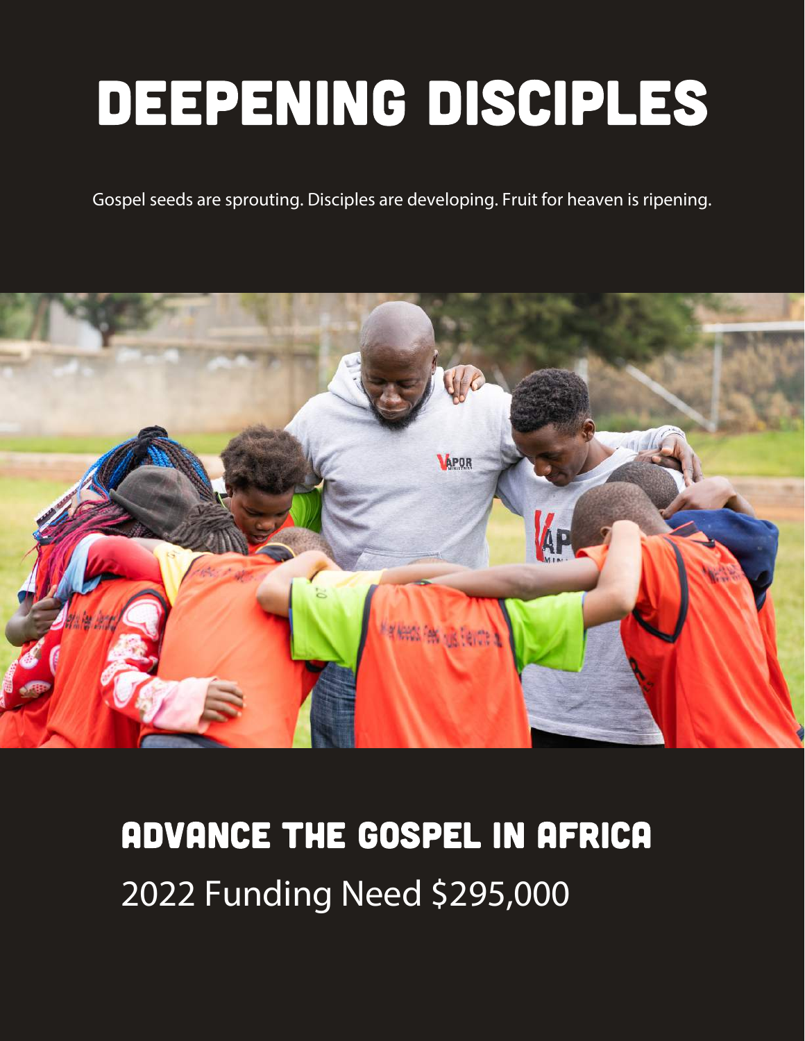# DEEPENING DISCIPLES

Gospel seeds are sprouting. Disciples are developing. Fruit for heaven is ripening.

## ADVANCE THE GOSPEL IN AFRICA

2022 Funding Need $295,000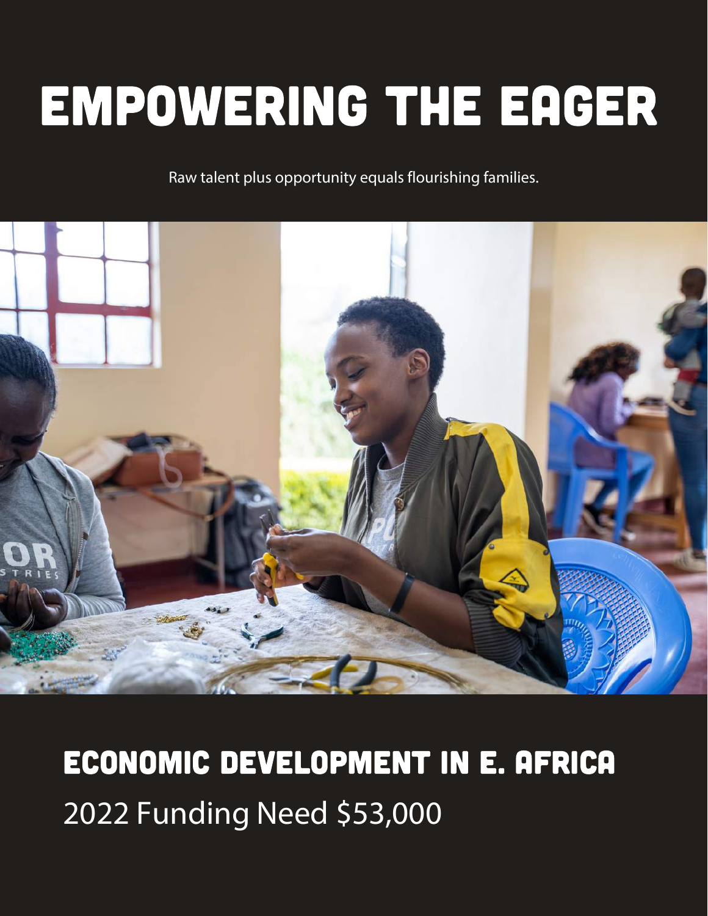# EMPOWERING THE EAGER

Raw talent plus opportunity equals flourishing families.

## ECONOMIC DEVELOPMENT IN E. AFRICA

2022 Funding Need $53,000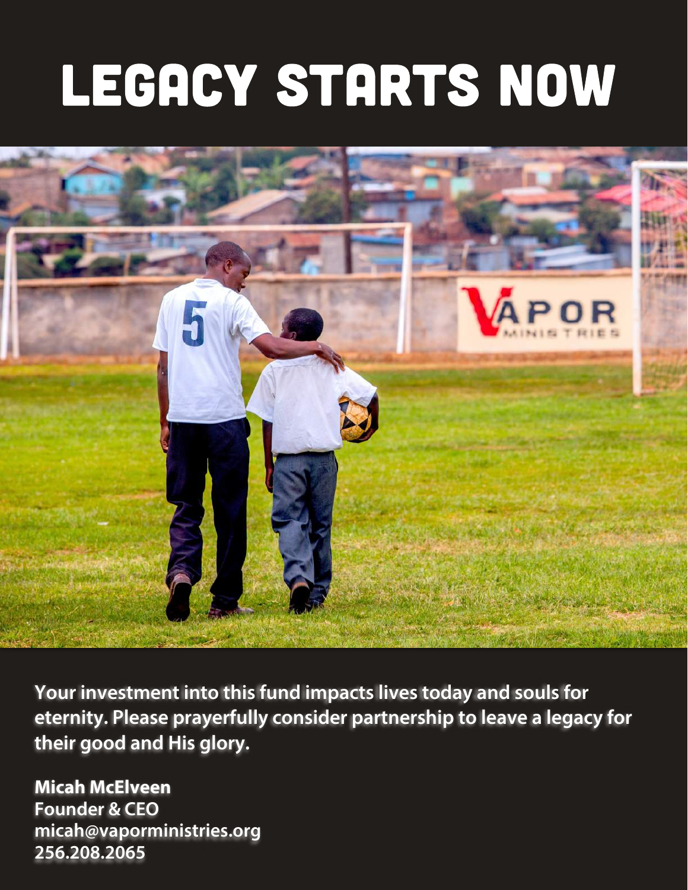# LEGACY STARTS NOW

**Your investment into this fund impacts lives today and souls for eternity. Please prayerfully consider partnership to leave a legacy for their good and His glory.**

**Micah McElveen**
**Founder & CEO**
**micah@vaporministries.org**
**256.208.2065**